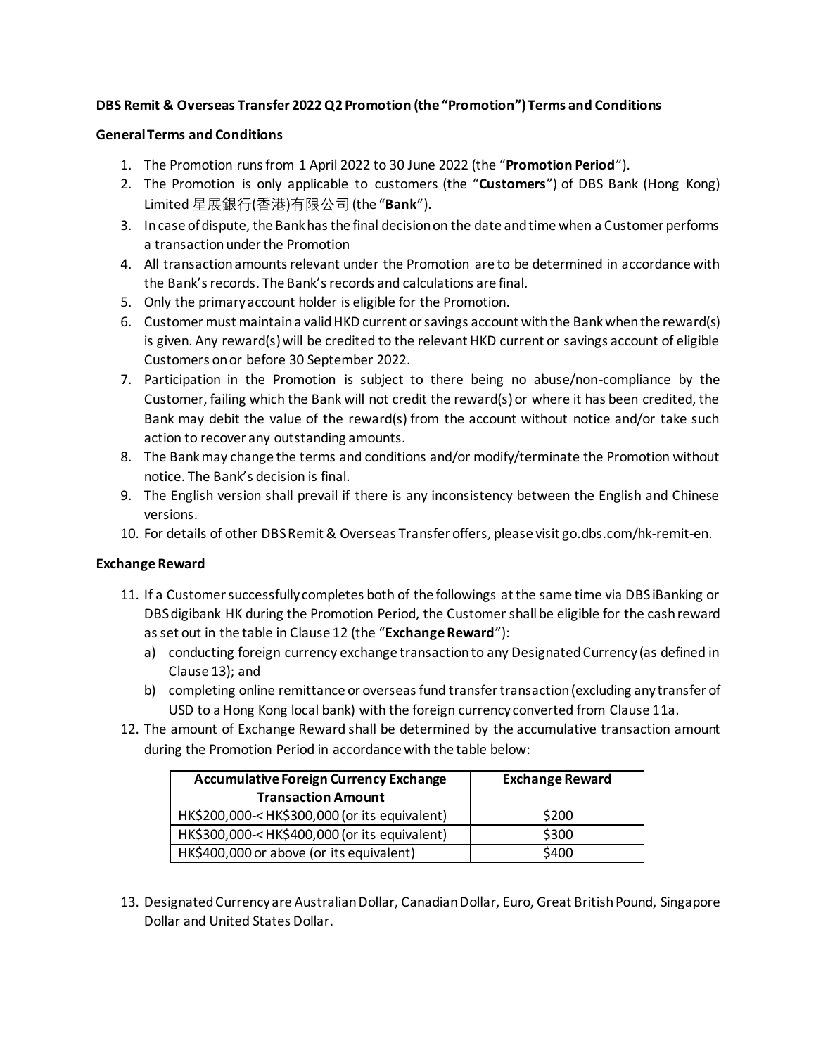**DBS Remit & Overseas Transfer 2022 Q2 Promotion (the "Promotion") Terms and Conditions**

**General Terms and Conditions**

1. The Promotion runs from 1 April 2022 to 30 June 2022 (the "**Promotion Period**").
2. The Promotion is only applicable to customers (the "**Customers**") of DBS Bank (Hong Kong) Limited 星展銀行(香港)有限公司 (the "**Bank**").
3. In case of dispute, the Bank has the final decision on the date and time when a Customer performs a transaction under the Promotion
4. All transaction amounts relevant under the Promotion are to be determined in accordance with the Bank's records. The Bank's records and calculations are final.
5. Only the primary account holder is eligible for the Promotion.
6. Customer must maintain a valid HKD current or savings account with the Bank when the reward(s) is given. Any reward(s) will be credited to the relevant HKD current or savings account of eligible Customers on or before 30 September 2022.
7. Participation in the Promotion is subject to there being no abuse/non-compliance by the Customer, failing which the Bank will not credit the reward(s) or where it has been credited, the Bank may debit the value of the reward(s) from the account without notice and/or take such action to recover any outstanding amounts.
8. The Bank may change the terms and conditions and/or modify/terminate the Promotion without notice. The Bank's decision is final.
9. The English version shall prevail if there is any inconsistency between the English and Chinese versions.
10. For details of other DBS Remit & Overseas Transfer offers, please visit go.dbs.com/hk-remit-en.

**Exchange Reward**

11. If a Customer successfully completes both of the followings at the same time via DBS iBanking or DBS digibank HK during the Promotion Period, the Customer shall be eligible for the cash reward as set out in the table in Clause 12 (the "**Exchange Reward**"):
    a) conducting foreign currency exchange transaction to any Designated Currency (as defined in Clause 13); and
    b) completing online remittance or overseas fund transfer transaction (excluding any transfer of USD to a Hong Kong local bank) with the foreign currency converted from Clause 11a.
12. The amount of Exchange Reward shall be determined by the accumulative transaction amount during the Promotion Period in accordance with the table below:

| Accumulative Foreign Currency Exchange Transaction Amount | Exchange Reward |
|---|---|
| HK$200,000-< HK$300,000 (or its equivalent) | $200 |
| HK$300,000-< HK$400,000 (or its equivalent) | $300 |
| HK$400,000 or above (or its equivalent) | $400 |

13. Designated Currency are Australian Dollar, Canadian Dollar, Euro, Great British Pound, Singapore Dollar and United States Dollar.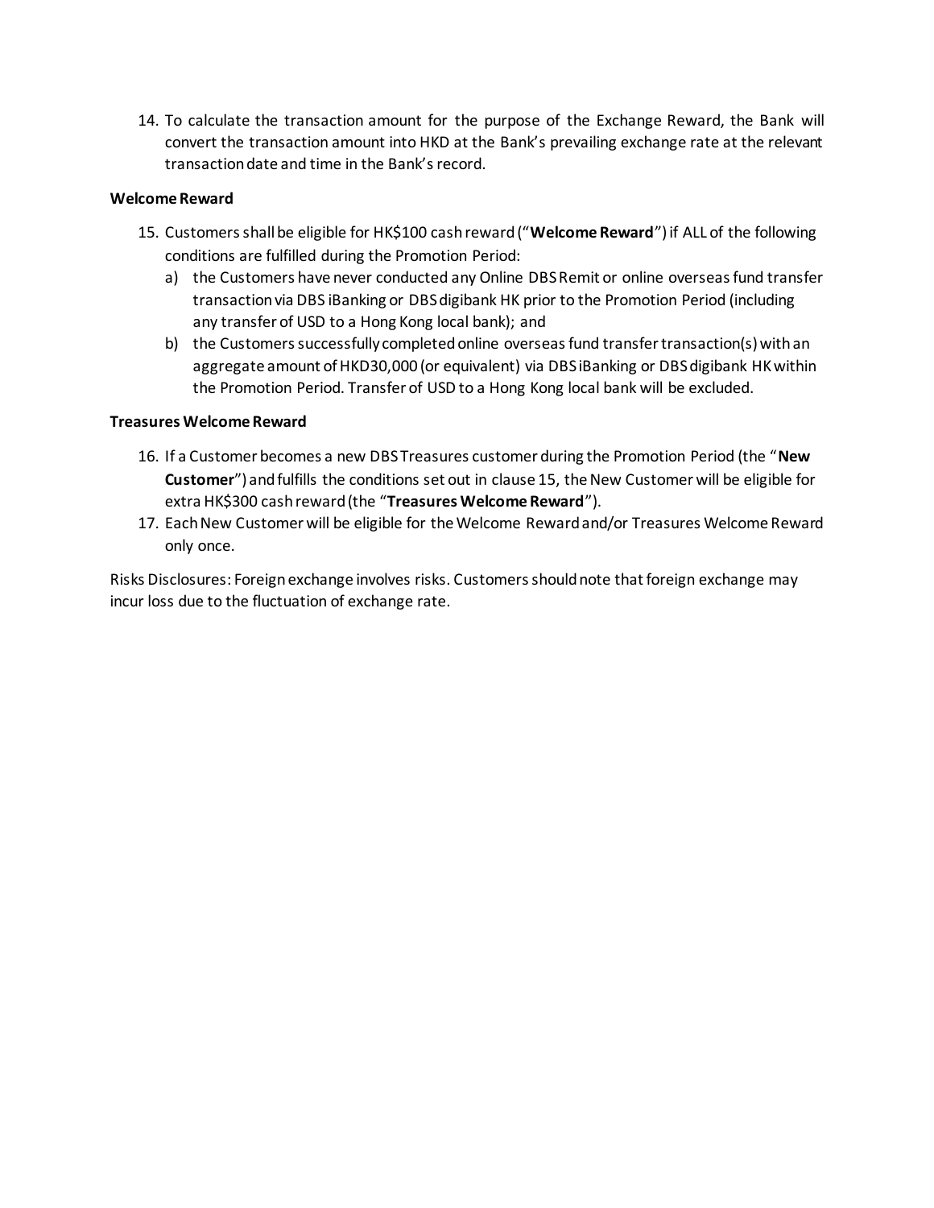14. To calculate the transaction amount for the purpose of the Exchange Reward, the Bank will convert the transaction amount into HKD at the Bank's prevailing exchange rate at the relevant transaction date and time in the Bank's record.

**Welcome Reward**

15. Customers shall be eligible for HK$100 cash reward ("**Welcome Reward**") if ALL of the following conditions are fulfilled during the Promotion Period:
    a) the Customers have never conducted any Online DBS Remit or online overseas fund transfer transaction via DBS iBanking or DBS digibank HK prior to the Promotion Period (including any transfer of USD to a Hong Kong local bank); and
    b) the Customers successfully completed online overseas fund transfer transaction(s) with an aggregate amount of HKD30,000 (or equivalent) via DBS iBanking or DBS digibank HK within the Promotion Period. Transfer of USD to a Hong Kong local bank will be excluded.

**Treasures Welcome Reward**

16. If a Customer becomes a new DBS Treasures customer during the Promotion Period (the "**New Customer**") and fulfills the conditions set out in clause 15, the New Customer will be eligible for extra HK$300 cash reward (the "**Treasures Welcome Reward**").
17. Each New Customer will be eligible for the Welcome Reward and/or Treasures Welcome Reward only once.

Risks Disclosures: Foreign exchange involves risks. Customers should note that foreign exchange may incur loss due to the fluctuation of exchange rate.